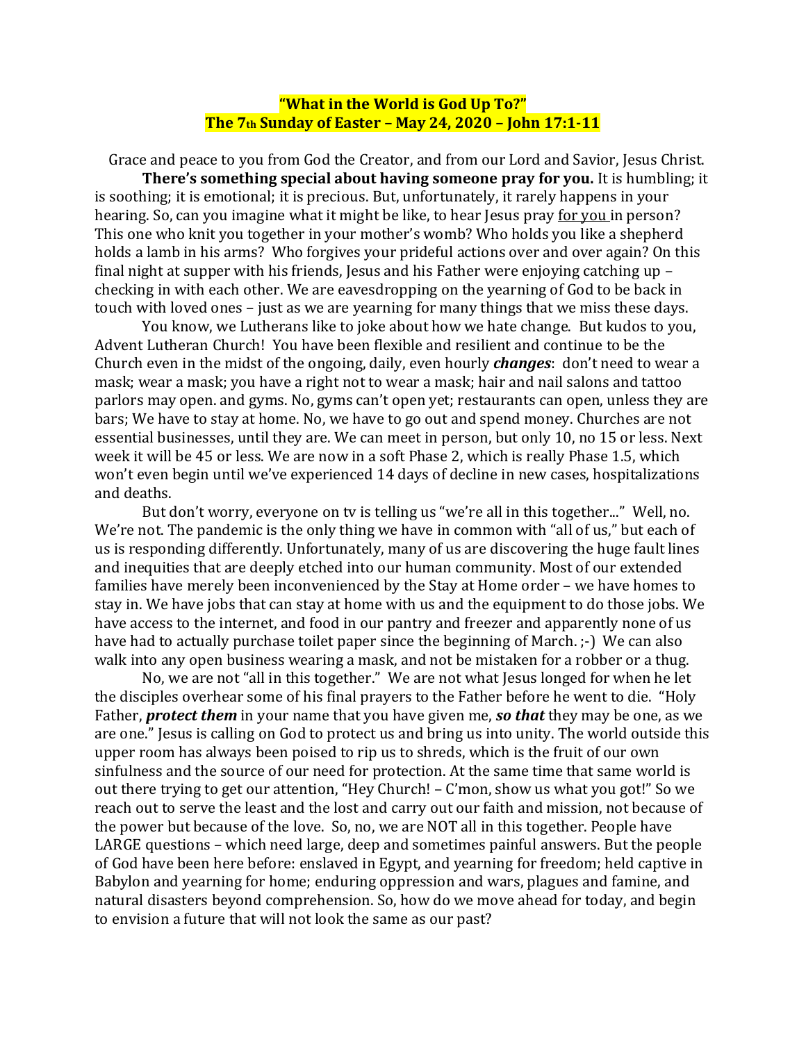**“What in the World is God Up To?”**
**The 7th Sunday of Easter – May 24, 2020 – John 17:1-11**

Grace and peace to you from God the Creator, and from our Lord and Savior, Jesus Christ.

**There’s something special about having someone pray for you.** It is humbling; it is soothing; it is emotional; it is precious. But, unfortunately, it rarely happens in your hearing. So, can you imagine what it might be like, to hear Jesus pray <u>for you</u> in person? This one who knit you together in your mother’s womb? Who holds you like a shepherd holds a lamb in his arms? Who forgives your prideful actions over and over again? On this final night at supper with his friends, Jesus and his Father were enjoying catching up – checking in with each other. We are eavesdropping on the yearning of God to be back in touch with loved ones – just as we are yearning for many things that we miss these days.

You know, we Lutherans like to joke about how we hate change. But kudos to you, Advent Lutheran Church! You have been flexible and resilient and continue to be the Church even in the midst of the ongoing, daily, even hourly ***changes***: don’t need to wear a mask; wear a mask; you have a right not to wear a mask; hair and nail salons and tattoo parlors may open. and gyms. No, gyms can’t open yet; restaurants can open, unless they are bars; We have to stay at home. No, we have to go out and spend money. Churches are not essential businesses, until they are. We can meet in person, but only 10, no 15 or less. Next week it will be 45 or less. We are now in a soft Phase 2, which is really Phase 1.5, which won’t even begin until we’ve experienced 14 days of decline in new cases, hospitalizations and deaths.

But don’t worry, everyone on tv is telling us “we’re all in this together...” Well, no. We’re not. The pandemic is the only thing we have in common with “all of us,” but each of us is responding differently. Unfortunately, many of us are discovering the huge fault lines and inequities that are deeply etched into our human community. Most of our extended families have merely been inconvenienced by the Stay at Home order – we have homes to stay in. We have jobs that can stay at home with us and the equipment to do those jobs. We have access to the internet, and food in our pantry and freezer and apparently none of us have had to actually purchase toilet paper since the beginning of March. ;-) We can also walk into any open business wearing a mask, and not be mistaken for a robber or a thug.

No, we are not “all in this together.” We are not what Jesus longed for when he let the disciples overhear some of his final prayers to the Father before he went to die. “Holy Father, ***protect them*** in your name that you have given me, ***so that*** they may be one, as we are one.” Jesus is calling on God to protect us and bring us into unity. The world outside this upper room has always been poised to rip us to shreds, which is the fruit of our own sinfulness and the source of our need for protection. At the same time that same world is out there trying to get our attention, “Hey Church! – C’mon, show us what you got!” So we reach out to serve the least and the lost and carry out our faith and mission, not because of the power but because of the love. So, no, we are NOT all in this together. People have LARGE questions – which need large, deep and sometimes painful answers. But the people of God have been here before: enslaved in Egypt, and yearning for freedom; held captive in Babylon and yearning for home; enduring oppression and wars, plagues and famine, and natural disasters beyond comprehension. So, how do we move ahead for today, and begin to envision a future that will not look the same as our past?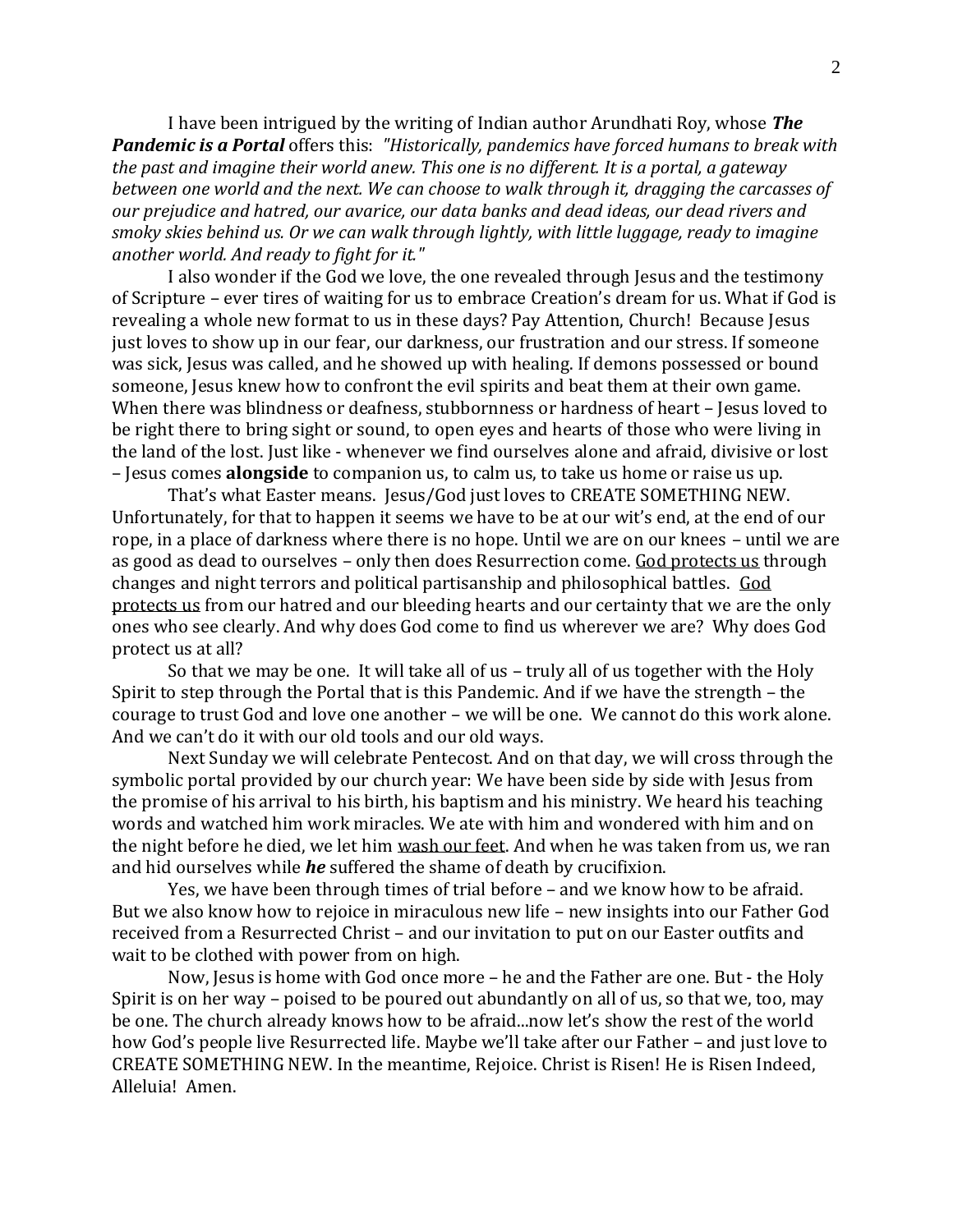I have been intrigued by the writing of Indian author Arundhati Roy, whose ***The Pandemic is a Portal*** offers this: *"Historically, pandemics have forced humans to break with the past and imagine their world anew. This one is no different. It is a portal, a gateway between one world and the next. We can choose to walk through it, dragging the carcasses of our prejudice and hatred, our avarice, our data banks and dead ideas, our dead rivers and smoky skies behind us. Or we can walk through lightly, with little luggage, ready to imagine another world. And ready to fight for it."*

I also wonder if the God we love, the one revealed through Jesus and the testimony of Scripture – ever tires of waiting for us to embrace Creation's dream for us. What if God is revealing a whole new format to us in these days? Pay Attention, Church! Because Jesus just loves to show up in our fear, our darkness, our frustration and our stress. If someone was sick, Jesus was called, and he showed up with healing. If demons possessed or bound someone, Jesus knew how to confront the evil spirits and beat them at their own game. When there was blindness or deafness, stubbornness or hardness of heart – Jesus loved to be right there to bring sight or sound, to open eyes and hearts of those who were living in the land of the lost. Just like - whenever we find ourselves alone and afraid, divisive or lost – Jesus comes **alongside** to companion us, to calm us, to take us home or raise us up.

That's what Easter means. Jesus/God just loves to CREATE SOMETHING NEW. Unfortunately, for that to happen it seems we have to be at our wit's end, at the end of our rope, in a place of darkness where there is no hope. Until we are on our knees – until we are as good as dead to ourselves – only then does Resurrection come. <u>God protects us</u> through changes and night terrors and political partisanship and philosophical battles. <u>God protects us</u> from our hatred and our bleeding hearts and our certainty that we are the only ones who see clearly. And why does God come to find us wherever we are? Why does God protect us at all?

So that we may be one. It will take all of us – truly all of us together with the Holy Spirit to step through the Portal that is this Pandemic. And if we have the strength – the courage to trust God and love one another – we will be one. We cannot do this work alone. And we can't do it with our old tools and our old ways.

Next Sunday we will celebrate Pentecost. And on that day, we will cross through the symbolic portal provided by our church year: We have been side by side with Jesus from the promise of his arrival to his birth, his baptism and his ministry. We heard his teaching words and watched him work miracles. We ate with him and wondered with him and on the night before he died, we let him <u>wash our feet</u>. And when he was taken from us, we ran and hid ourselves while ***he*** suffered the shame of death by crucifixion.

Yes, we have been through times of trial before – and we know how to be afraid. But we also know how to rejoice in miraculous new life – new insights into our Father God received from a Resurrected Christ – and our invitation to put on our Easter outfits and wait to be clothed with power from on high.

Now, Jesus is home with God once more – he and the Father are one. But - the Holy Spirit is on her way – poised to be poured out abundantly on all of us, so that we, too, may be one. The church already knows how to be afraid...now let's show the rest of the world how God's people live Resurrected life. Maybe we'll take after our Father – and just love to CREATE SOMETHING NEW. In the meantime, Rejoice. Christ is Risen! He is Risen Indeed, Alleluia! Amen.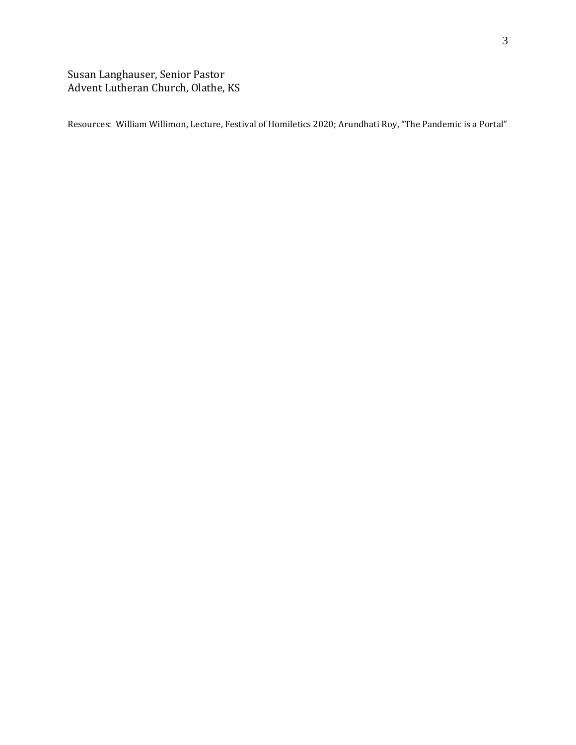Susan Langhauser, Senior Pastor
Advent Lutheran Church, Olathe, KS

Resources: William Willimon, Lecture, Festival of Homiletics 2020; Arundhati Roy, "The Pandemic is a Portal"